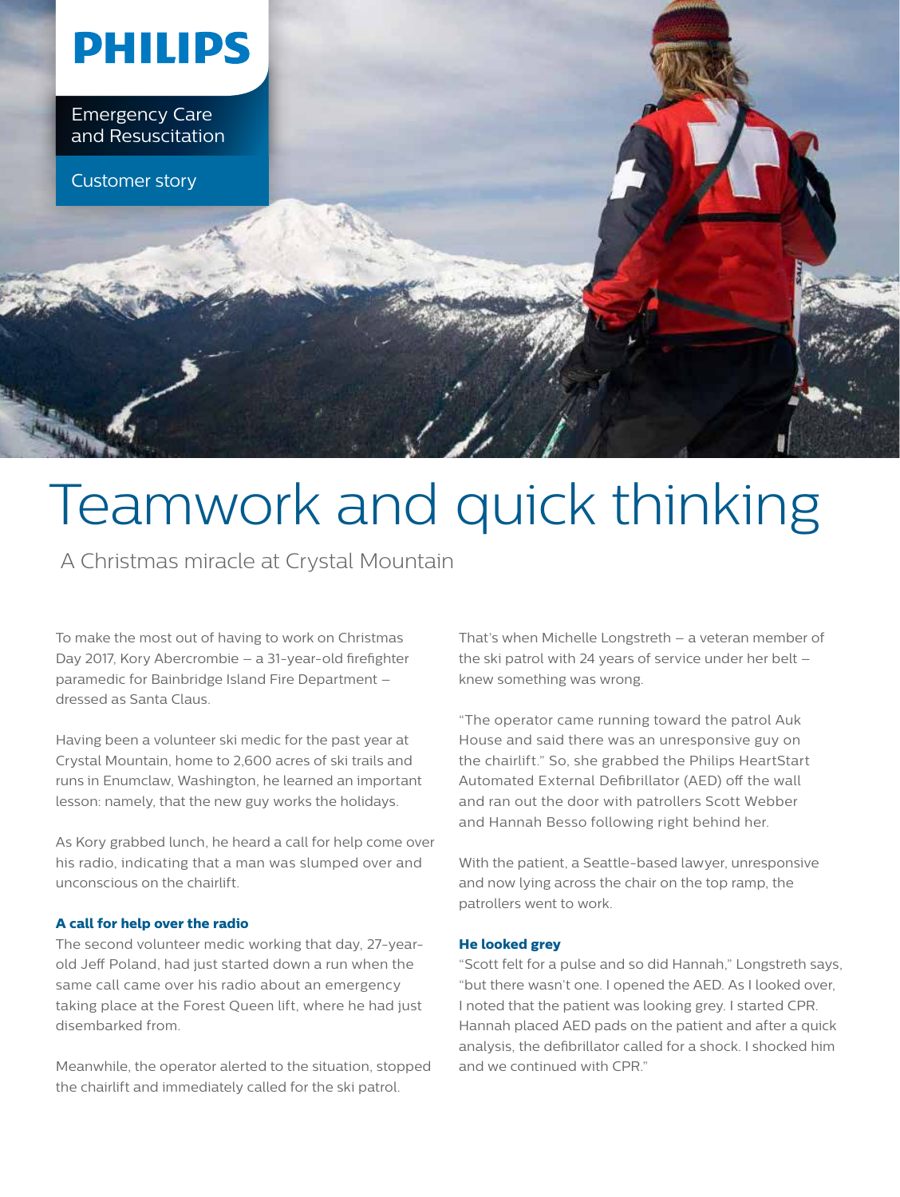PHILIPS

Emergency Care and Resuscitation

Customer story

# Teamwork and quick thinking

A Christmas miracle at Crystal Mountain

To make the most out of having to work on Christmas Day 2017, Kory Abercrombie – a 31-year-old firefighter paramedic for Bainbridge Island Fire Department – dressed as Santa Claus.

Having been a volunteer ski medic for the past year at Crystal Mountain, home to 2,600 acres of ski trails and runs in Enumclaw, Washington, he learned an important lesson: namely, that the new guy works the holidays.

As Kory grabbed lunch, he heard a call for help come over his radio, indicating that a man was slumped over and unconscious on the chairlift.

### A call for help over the radio

The second volunteer medic working that day, 27-year-old Jeff Poland, had just started down a run when the same call came over his radio about an emergency taking place at the Forest Queen lift, where he had just disembarked from.

Meanwhile, the operator alerted to the situation, stopped the chairlift and immediately called for the ski patrol.

That's when Michelle Longstreth – a veteran member of the ski patrol with 24 years of service under her belt – knew something was wrong.

"The operator came running toward the patrol Auk House and said there was an unresponsive guy on the chairlift." So, she grabbed the Philips HeartStart Automated External Defibrillator (AED) off the wall and ran out the door with patrollers Scott Webber and Hannah Besso following right behind her.

With the patient, a Seattle-based lawyer, unresponsive and now lying across the chair on the top ramp, the patrollers went to work.

### He looked grey

"Scott felt for a pulse and so did Hannah," Longstreth says, "but there wasn't one. I opened the AED. As I looked over, I noted that the patient was looking grey. I started CPR. Hannah placed AED pads on the patient and after a quick analysis, the defibrillator called for a shock. I shocked him and we continued with CPR."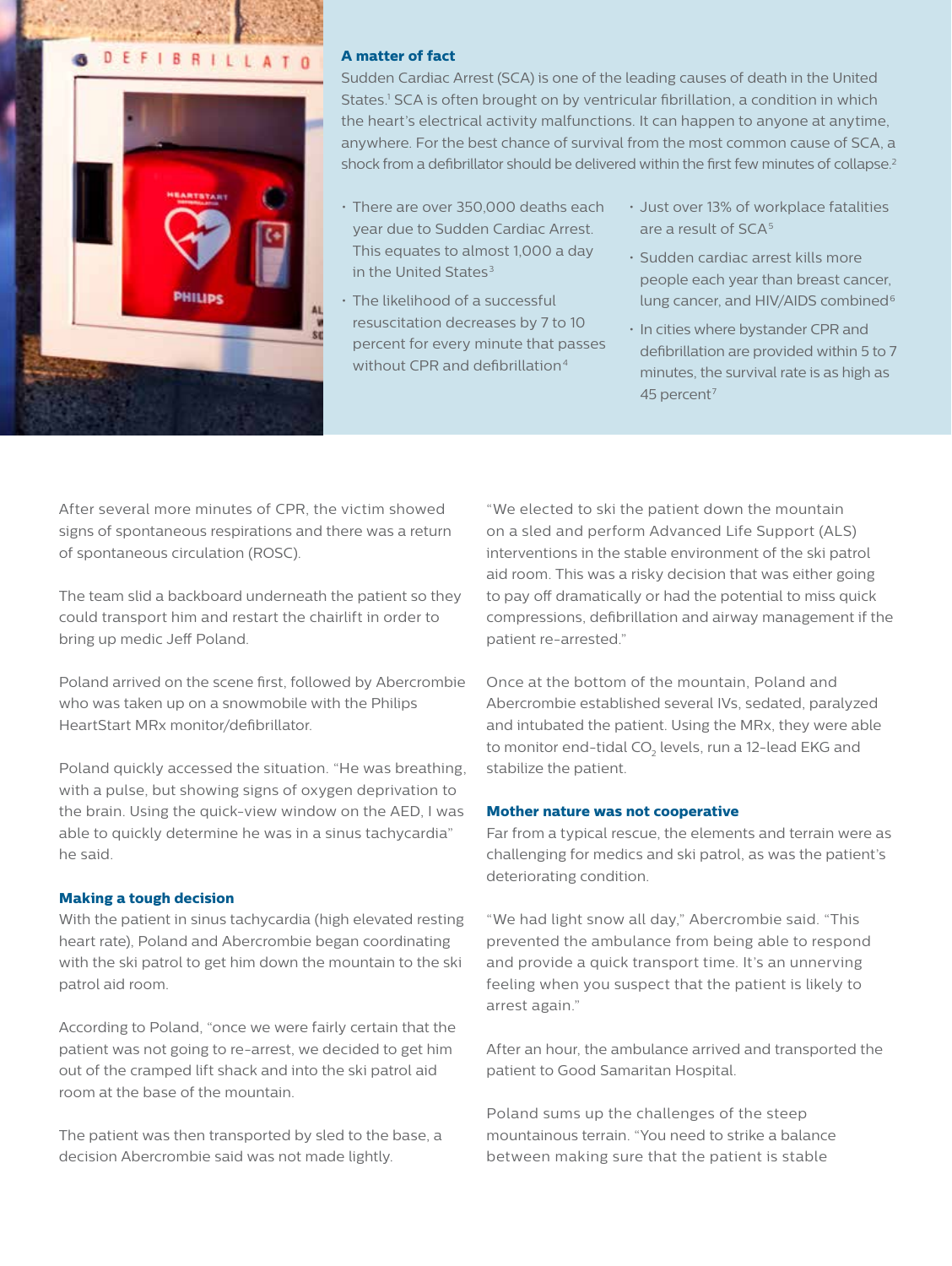## A matter of fact

Sudden Cardiac Arrest (SCA) is one of the leading causes of death in the United States.[1] SCA is often brought on by ventricular fibrillation, a condition in which the heart's electrical activity malfunctions. It can happen to anyone at anytime, anywhere. For the best chance of survival from the most common cause of SCA, a shock from a defibrillator should be delivered within the first few minutes of collapse.[2]

- There are over 350,000 deaths each year due to Sudden Cardiac Arrest. This equates to almost 1,000 a day in the United States[3]
- The likelihood of a successful resuscitation decreases by 7 to 10 percent for every minute that passes without CPR and defibrillation[4]
- Just over 13% of workplace fatalities are a result of SCA[5]
- Sudden cardiac arrest kills more people each year than breast cancer, lung cancer, and HIV/AIDS combined[6]
- In cities where bystander CPR and defibrillation are provided within 5 to 7 minutes, the survival rate is as high as 45 percent[7]

After several more minutes of CPR, the victim showed signs of spontaneous respirations and there was a return of spontaneous circulation (ROSC).

The team slid a backboard underneath the patient so they could transport him and restart the chairlift in order to bring up medic Jeff Poland.

Poland arrived on the scene first, followed by Abercrombie who was taken up on a snowmobile with the Philips HeartStart MRx monitor/defibrillator.

Poland quickly accessed the situation. "He was breathing, with a pulse, but showing signs of oxygen deprivation to the brain. Using the quick-view window on the AED, I was able to quickly determine he was in a sinus tachycardia" he said.

### Making a tough decision

With the patient in sinus tachycardia (high elevated resting heart rate), Poland and Abercrombie began coordinating with the ski patrol to get him down the mountain to the ski patrol aid room.

According to Poland, "once we were fairly certain that the patient was not going to re-arrest, we decided to get him out of the cramped lift shack and into the ski patrol aid room at the base of the mountain.

The patient was then transported by sled to the base, a decision Abercrombie said was not made lightly.

"We elected to ski the patient down the mountain on a sled and perform Advanced Life Support (ALS) interventions in the stable environment of the ski patrol aid room. This was a risky decision that was either going to pay off dramatically or had the potential to miss quick compressions, defibrillation and airway management if the patient re-arrested."

Once at the bottom of the mountain, Poland and Abercrombie established several IVs, sedated, paralyzed and intubated the patient. Using the MRx, they were able to monitor end-tidal $CO_2$ levels, run a 12-lead EKG and stabilize the patient.

### Mother nature was not cooperative

Far from a typical rescue, the elements and terrain were as challenging for medics and ski patrol, as was the patient's deteriorating condition.

"We had light snow all day," Abercrombie said. "This prevented the ambulance from being able to respond and provide a quick transport time. It's an unnerving feeling when you suspect that the patient is likely to arrest again."

After an hour, the ambulance arrived and transported the patient to Good Samaritan Hospital.

Poland sums up the challenges of the steep mountainous terrain. "You need to strike a balance between making sure that the patient is stable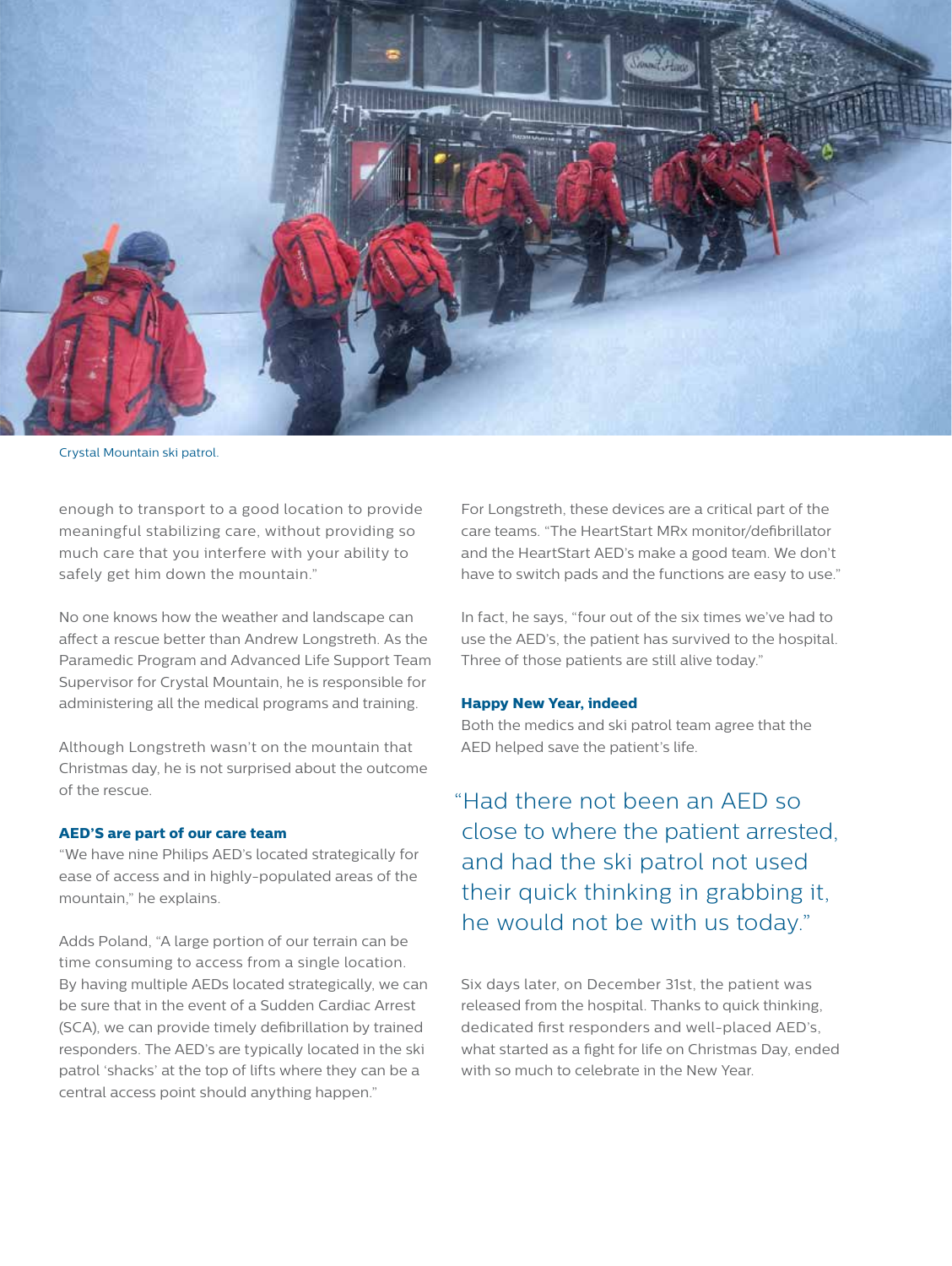Crystal Mountain ski patrol.

enough to transport to a good location to provide meaningful stabilizing care, without providing so much care that you interfere with your ability to safely get him down the mountain."

No one knows how the weather and landscape can affect a rescue better than Andrew Longstreth. As the Paramedic Program and Advanced Life Support Team Supervisor for Crystal Mountain, he is responsible for administering all the medical programs and training.

Although Longstreth wasn't on the mountain that Christmas day, he is not surprised about the outcome of the rescue.

### AED'S are part of our care team

"We have nine Philips AED's located strategically for ease of access and in highly-populated areas of the mountain," he explains.

Adds Poland, "A large portion of our terrain can be time consuming to access from a single location. By having multiple AEDs located strategically, we can be sure that in the event of a Sudden Cardiac Arrest (SCA), we can provide timely defibrillation by trained responders. The AED's are typically located in the ski patrol 'shacks' at the top of lifts where they can be a central access point should anything happen."

For Longstreth, these devices are a critical part of the care teams. "The HeartStart MRx monitor/defibrillator and the HeartStart AED's make a good team. We don't have to switch pads and the functions are easy to use."

In fact, he says, "four out of the six times we've had to use the AED's, the patient has survived to the hospital. Three of those patients are still alive today."

### Happy New Year, indeed

Both the medics and ski patrol team agree that the AED helped save the patient's life.

> "Had there not been an AED so close to where the patient arrested, and had the ski patrol not used their quick thinking in grabbing it, he would not be with us today."

Six days later, on December 31st, the patient was released from the hospital. Thanks to quick thinking, dedicated first responders and well-placed AED's, what started as a fight for life on Christmas Day, ended with so much to celebrate in the New Year.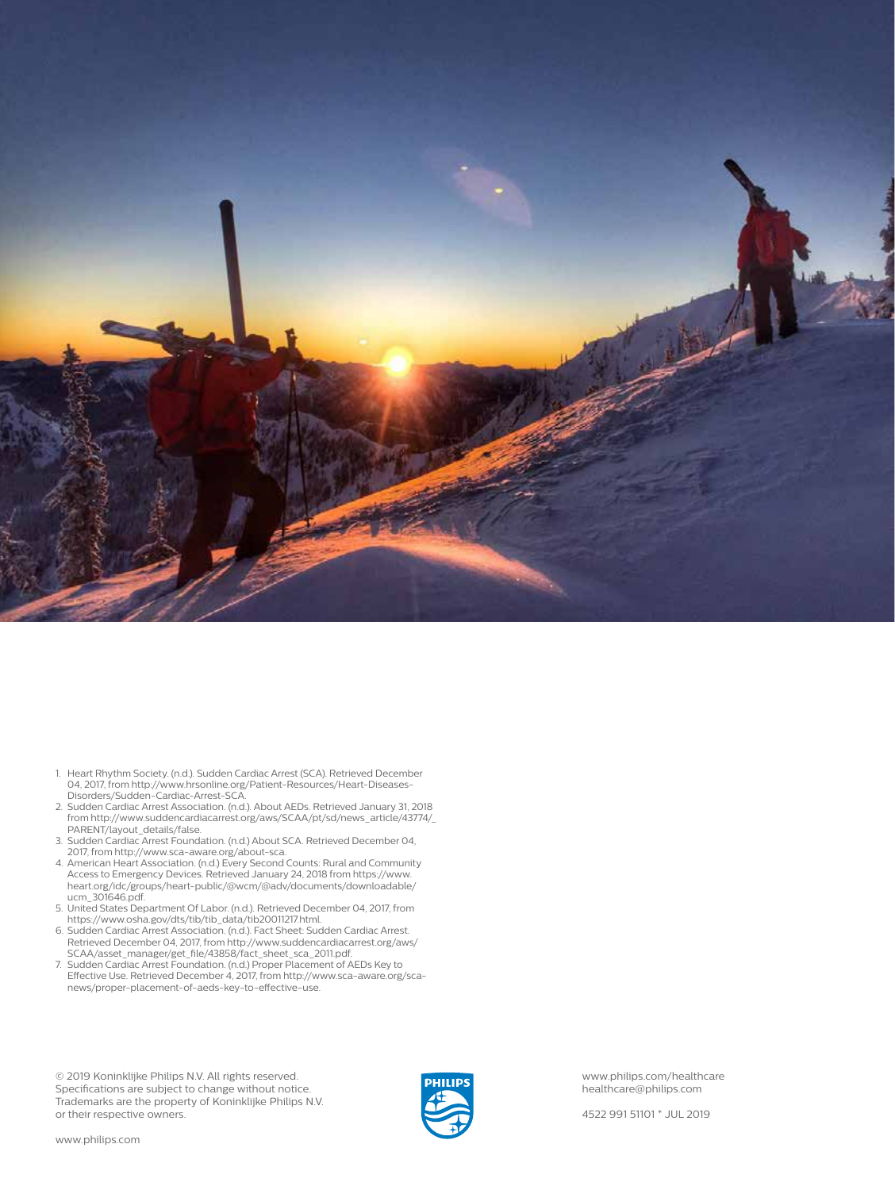1. Heart Rhythm Society. (n.d.). Sudden Cardiac Arrest (SCA). Retrieved December 04, 2017, from http://www.hrsonline.org/Patient-Resources/Heart-Diseases-Disorders/Sudden-Cardiac-Arrest-SCA.
2. Sudden Cardiac Arrest Association. (n.d.). About AEDs. Retrieved January 31, 2018 from http://www.suddencardiacarrest.org/aws/SCAA/pt/sd/news_article/43774/_PARENT/layout_details/false.
3. Sudden Cardiac Arrest Foundation. (n.d.) About SCA. Retrieved December 04, 2017, from http://www.sca-aware.org/about-sca.
4. American Heart Association. (n.d.) Every Second Counts: Rural and Community Access to Emergency Devices. Retrieved January 24, 2018 from https://www.heart.org/idc/groups/heart-public/@wcm/@adv/documents/downloadable/ucm_301646.pdf.
5. United States Department Of Labor. (n.d.). Retrieved December 04, 2017, from https://www.osha.gov/dts/tib/tib_data/tib20011217.html.
6. Sudden Cardiac Arrest Association. (n.d.). Fact Sheet: Sudden Cardiac Arrest. Retrieved December 04, 2017, from http://www.suddencardiacarrest.org/aws/SCAA/asset_manager/get_file/43858/fact_sheet_sca_2011.pdf.
7. Sudden Cardiac Arrest Foundation. (n.d.) Proper Placement of AEDs Key to Effective Use. Retrieved December 4, 2017, from http://www.sca-aware.org/sca-news/proper-placement-of-aeds-key-to-effective-use.

© 2019 Koninklijke Philips N.V. All rights reserved.
Specifications are subject to change without notice.
Trademarks are the property of Koninklijke Philips N.V. or their respective owners.

www.philips.com/healthcare
healthcare@philips.com

4522 991 51101 * JUL 2019

www.philips.com